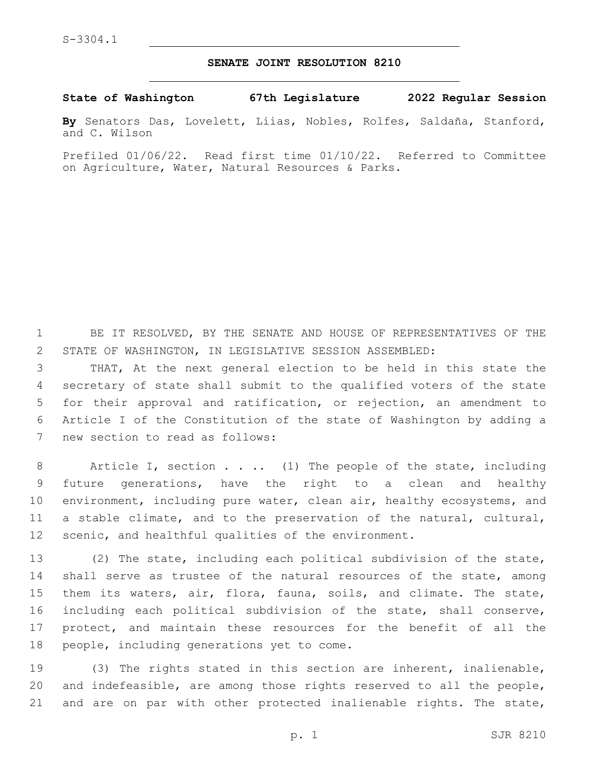S-3304.1

# SENATE JOINT RESOLUTION 8210

**State of Washington 67th Legislature 2022 Regular Session**

**By** Senators Das, Lovelett, Liias, Nobles, Rolfes, Saldaña, Stanford, and C. Wilson

Prefiled 01/06/22. Read first time 01/10/22. Referred to Committee on Agriculture, Water, Natural Resources & Parks.

BE IT RESOLVED, BY THE SENATE AND HOUSE OF REPRESENTATIVES OF THE STATE OF WASHINGTON, IN LEGISLATIVE SESSION ASSEMBLED:

THAT, At the next general election to be held in this state the secretary of state shall submit to the qualified voters of the state for their approval and ratification, or rejection, an amendment to Article I of the Constitution of the state of Washington by adding a new section to read as follows:

Article I, section . . .. (1) The people of the state, including future generations, have the right to a clean and healthy environment, including pure water, clean air, healthy ecosystems, and a stable climate, and to the preservation of the natural, cultural, scenic, and healthful qualities of the environment.

(2) The state, including each political subdivision of the state, shall serve as trustee of the natural resources of the state, among them its waters, air, flora, fauna, soils, and climate. The state, including each political subdivision of the state, shall conserve, protect, and maintain these resources for the benefit of all the people, including generations yet to come.

(3) The rights stated in this section are inherent, inalienable, and indefeasible, are among those rights reserved to all the people, and are on par with other protected inalienable rights. The state,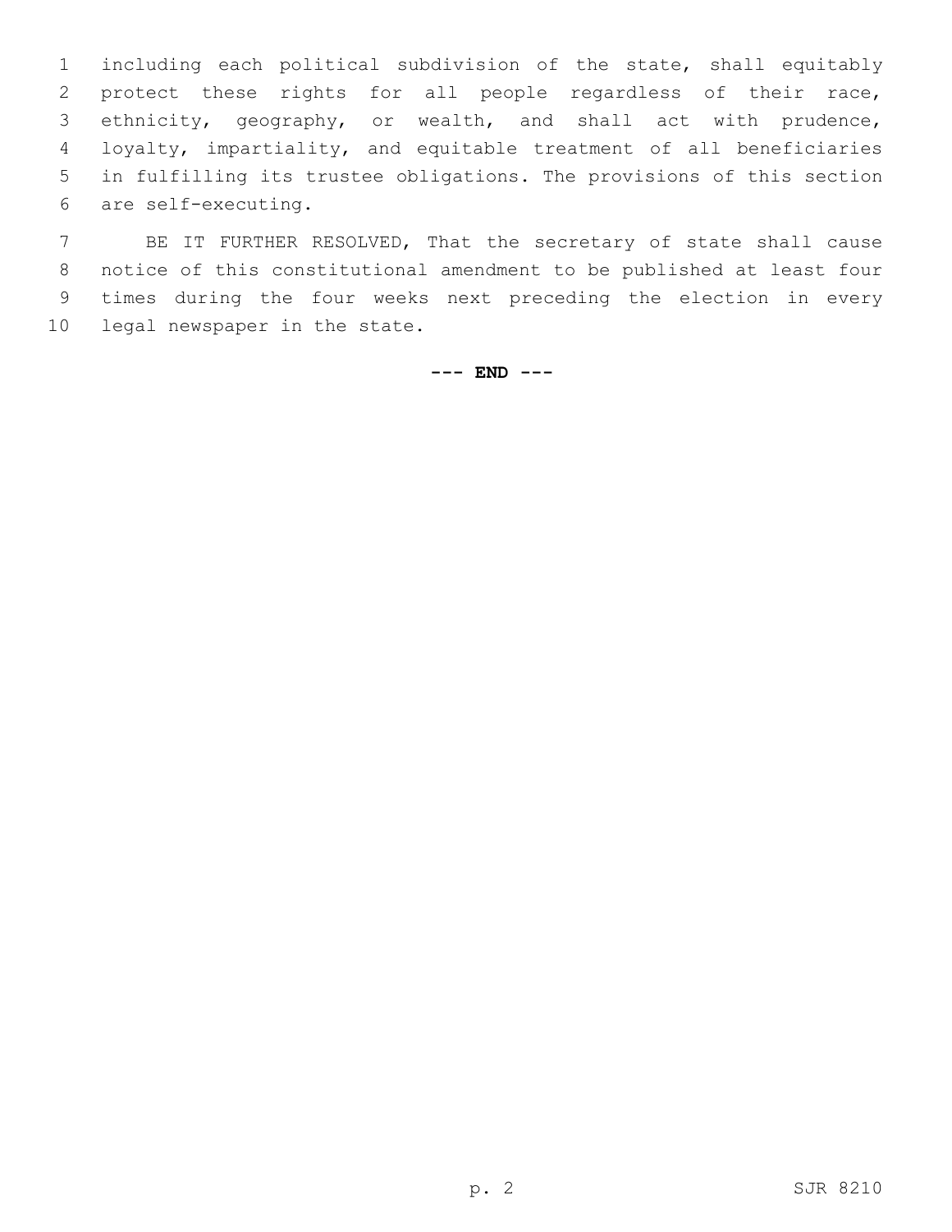including each political subdivision of the state, shall equitably protect these rights for all people regardless of their race, ethnicity, geography, or wealth, and shall act with prudence, loyalty, impartiality, and equitable treatment of all beneficiaries in fulfilling its trustee obligations. The provisions of this section are self-executing.

BE IT FURTHER RESOLVED, That the secretary of state shall cause notice of this constitutional amendment to be published at least four times during the four weeks next preceding the election in every legal newspaper in the state.

**--- END ---**